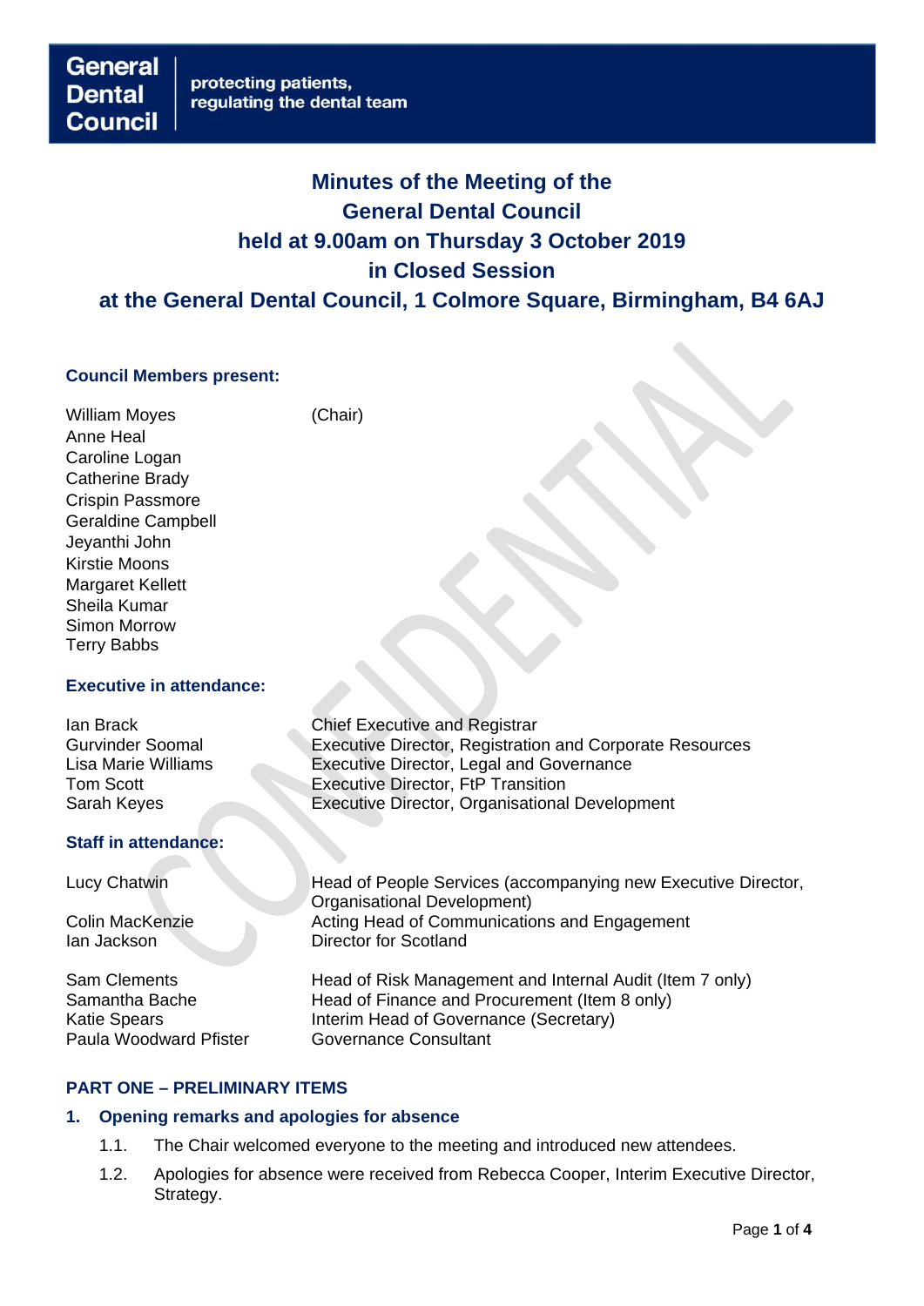General Dental Council — protecting patients, regulating the dental team

# Minutes of the Meeting of the General Dental Council held at 9.00am on Thursday 3 October 2019 in Closed Session at the General Dental Council, 1 Colmore Square, Birmingham, B4 6AJ

CONFIDENTIAL

### Council Members present:

| | |
|---|---|
| William Moyes | (Chair) |
| Anne Heal | |
| Caroline Logan | |
| Catherine Brady | |
| Crispin Passmore | |
| Geraldine Campbell | |
| Jeyanthi John | |
| Kirstie Moons | |
| Margaret Kellett | |
| Sheila Kumar | |
| Simon Morrow | |
| Terry Babbs | |

### Executive in attendance:

| | |
|---|---|
| Ian Brack | Chief Executive and Registrar |
| Gurvinder Soomal | Executive Director, Registration and Corporate Resources |
| Lisa Marie Williams | Executive Director, Legal and Governance |
| Tom Scott | Executive Director, FtP Transition |
| Sarah Keyes | Executive Director, Organisational Development |

### Staff in attendance:

| | |
|---|---|
| Lucy Chatwin | Head of People Services (accompanying new Executive Director, Organisational Development) |
| Colin MacKenzie | Acting Head of Communications and Engagement |
| Ian Jackson | Director for Scotland |
| Sam Clements | Head of Risk Management and Internal Audit (Item 7 only) |
| Samantha Bache | Head of Finance and Procurement (Item 8 only) |
| Katie Spears | Interim Head of Governance (Secretary) |
| Paula Woodward Pfister | Governance Consultant |

## PART ONE – PRELIMINARY ITEMS

### 1. Opening remarks and apologies for absence

1.1. The Chair welcomed everyone to the meeting and introduced new attendees.

1.2. Apologies for absence were received from Rebecca Cooper, Interim Executive Director, Strategy.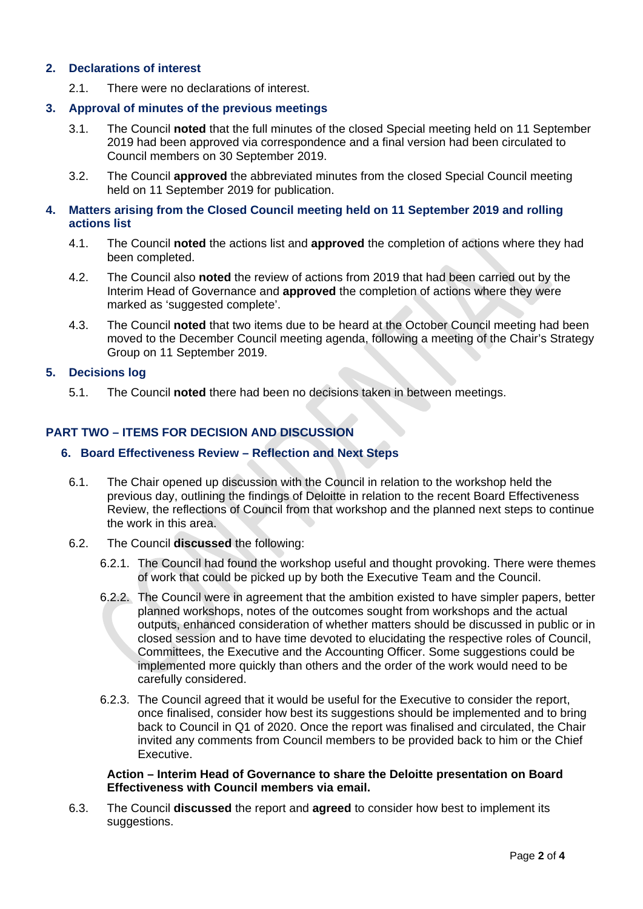## 2. Declarations of interest

2.1. There were no declarations of interest.

## 3. Approval of minutes of the previous meetings

3.1. The Council **noted** that the full minutes of the closed Special meeting held on 11 September 2019 had been approved via correspondence and a final version had been circulated to Council members on 30 September 2019.

3.2. The Council **approved** the abbreviated minutes from the closed Special Council meeting held on 11 September 2019 for publication.

## 4. Matters arising from the Closed Council meeting held on 11 September 2019 and rolling actions list

4.1. The Council **noted** the actions list and **approved** the completion of actions where they had been completed.

4.2. The Council also **noted** the review of actions from 2019 that had been carried out by the Interim Head of Governance and **approved** the completion of actions where they were marked as 'suggested complete'.

4.3. The Council **noted** that two items due to be heard at the October Council meeting had been moved to the December Council meeting agenda, following a meeting of the Chair's Strategy Group on 11 September 2019.

## 5. Decisions log

5.1. The Council **noted** there had been no decisions taken in between meetings.

# PART TWO – ITEMS FOR DECISION AND DISCUSSION

## 6. Board Effectiveness Review – Reflection and Next Steps

6.1. The Chair opened up discussion with the Council in relation to the workshop held the previous day, outlining the findings of Deloitte in relation to the recent Board Effectiveness Review, the reflections of Council from that workshop and the planned next steps to continue the work in this area.

6.2. The Council **discussed** the following:

6.2.1. The Council had found the workshop useful and thought provoking. There were themes of work that could be picked up by both the Executive Team and the Council.

6.2.2. The Council were in agreement that the ambition existed to have simpler papers, better planned workshops, notes of the outcomes sought from workshops and the actual outputs, enhanced consideration of whether matters should be discussed in public or in closed session and to have time devoted to elucidating the respective roles of Council, Committees, the Executive and the Accounting Officer. Some suggestions could be implemented more quickly than others and the order of the work would need to be carefully considered.

6.2.3. The Council agreed that it would be useful for the Executive to consider the report, once finalised, consider how best its suggestions should be implemented and to bring back to Council in Q1 of 2020. Once the report was finalised and circulated, the Chair invited any comments from Council members to be provided back to him or the Chief Executive.

**Action – Interim Head of Governance to share the Deloitte presentation on Board Effectiveness with Council members via email.**

6.3. The Council **discussed** the report and **agreed** to consider how best to implement its suggestions.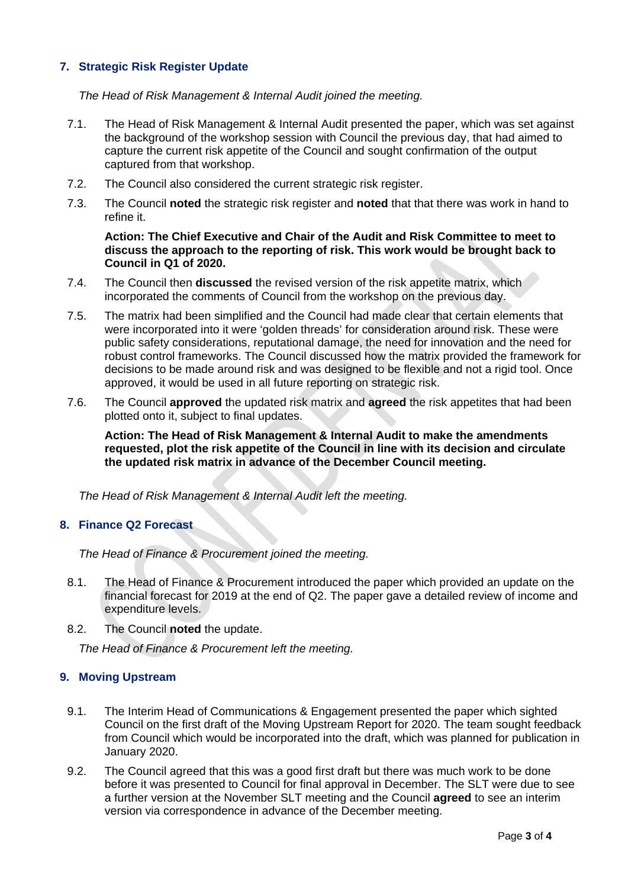## 7. Strategic Risk Register Update

*The Head of Risk Management & Internal Audit joined the meeting.*

7.1. The Head of Risk Management & Internal Audit presented the paper, which was set against the background of the workshop session with Council the previous day, that had aimed to capture the current risk appetite of the Council and sought confirmation of the output captured from that workshop.

7.2. The Council also considered the current strategic risk register.

7.3. The Council **noted** the strategic risk register and **noted** that that there was work in hand to refine it.

**Action: The Chief Executive and Chair of the Audit and Risk Committee to meet to discuss the approach to the reporting of risk. This work would be brought back to Council in Q1 of 2020.**

7.4. The Council then **discussed** the revised version of the risk appetite matrix, which incorporated the comments of Council from the workshop on the previous day.

7.5. The matrix had been simplified and the Council had made clear that certain elements that were incorporated into it were 'golden threads' for consideration around risk. These were public safety considerations, reputational damage, the need for innovation and the need for robust control frameworks. The Council discussed how the matrix provided the framework for decisions to be made around risk and was designed to be flexible and not a rigid tool. Once approved, it would be used in all future reporting on strategic risk.

7.6. The Council **approved** the updated risk matrix and **agreed** the risk appetites that had been plotted onto it, subject to final updates.

**Action: The Head of Risk Management & Internal Audit to make the amendments requested, plot the risk appetite of the Council in line with its decision and circulate the updated risk matrix in advance of the December Council meeting.**

*The Head of Risk Management & Internal Audit left the meeting.*

## 8. Finance Q2 Forecast

*The Head of Finance & Procurement joined the meeting.*

8.1. The Head of Finance & Procurement introduced the paper which provided an update on the financial forecast for 2019 at the end of Q2. The paper gave a detailed review of income and expenditure levels.

8.2. The Council **noted** the update.

*The Head of Finance & Procurement left the meeting.*

## 9. Moving Upstream

9.1. The Interim Head of Communications & Engagement presented the paper which sighted Council on the first draft of the Moving Upstream Report for 2020. The team sought feedback from Council which would be incorporated into the draft, which was planned for publication in January 2020.

9.2. The Council agreed that this was a good first draft but there was much work to be done before it was presented to Council for final approval in December. The SLT were due to see a further version at the November SLT meeting and the Council **agreed** to see an interim version via correspondence in advance of the December meeting.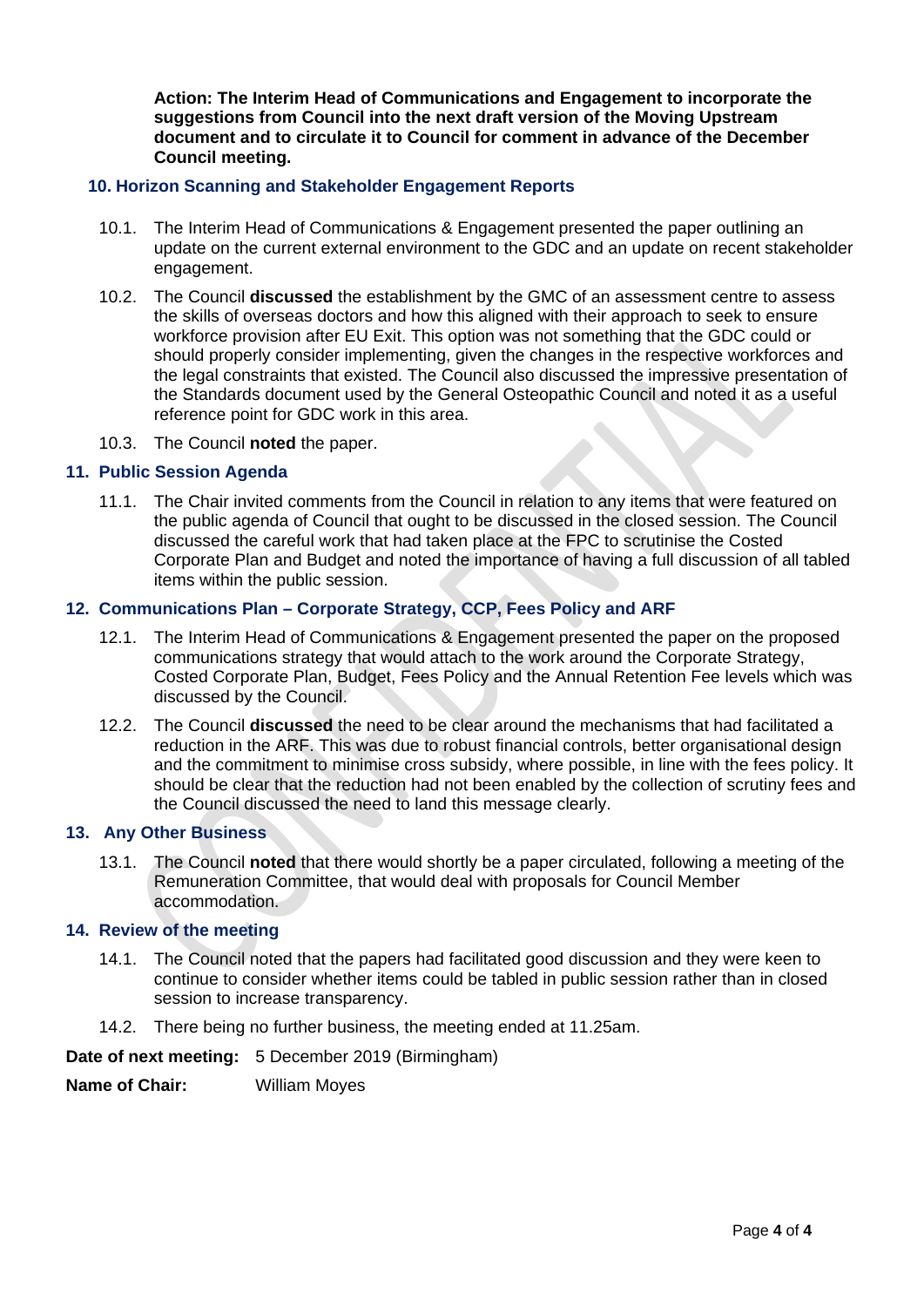**Action: The Interim Head of Communications and Engagement to incorporate the suggestions from Council into the next draft version of the Moving Upstream document and to circulate it to Council for comment in advance of the December Council meeting.**

### 10. Horizon Scanning and Stakeholder Engagement Reports

10.1. The Interim Head of Communications & Engagement presented the paper outlining an update on the current external environment to the GDC and an update on recent stakeholder engagement.

10.2. The Council **discussed** the establishment by the GMC of an assessment centre to assess the skills of overseas doctors and how this aligned with their approach to seek to ensure workforce provision after EU Exit. This option was not something that the GDC could or should properly consider implementing, given the changes in the respective workforces and the legal constraints that existed. The Council also discussed the impressive presentation of the Standards document used by the General Osteopathic Council and noted it as a useful reference point for GDC work in this area.

10.3. The Council **noted** the paper.

### 11. Public Session Agenda

11.1. The Chair invited comments from the Council in relation to any items that were featured on the public agenda of Council that ought to be discussed in the closed session. The Council discussed the careful work that had taken place at the FPC to scrutinise the Costed Corporate Plan and Budget and noted the importance of having a full discussion of all tabled items within the public session.

### 12. Communications Plan – Corporate Strategy, CCP, Fees Policy and ARF

12.1. The Interim Head of Communications & Engagement presented the paper on the proposed communications strategy that would attach to the work around the Corporate Strategy, Costed Corporate Plan, Budget, Fees Policy and the Annual Retention Fee levels which was discussed by the Council.

12.2. The Council **discussed** the need to be clear around the mechanisms that had facilitated a reduction in the ARF. This was due to robust financial controls, better organisational design and the commitment to minimise cross subsidy, where possible, in line with the fees policy. It should be clear that the reduction had not been enabled by the collection of scrutiny fees and the Council discussed the need to land this message clearly.

### 13. Any Other Business

13.1. The Council **noted** that there would shortly be a paper circulated, following a meeting of the Remuneration Committee, that would deal with proposals for Council Member accommodation.

### 14. Review of the meeting

14.1. The Council noted that the papers had facilitated good discussion and they were keen to continue to consider whether items could be tabled in public session rather than in closed session to increase transparency.

14.2. There being no further business, the meeting ended at 11.25am.

**Date of next meeting:** 5 December 2019 (Birmingham)

**Name of Chair:** William Moyes